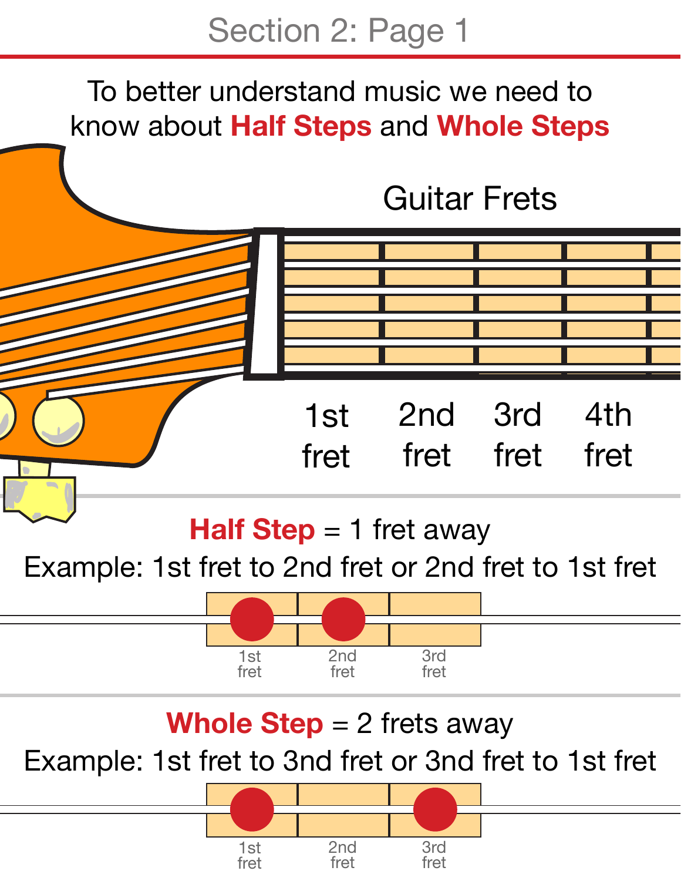# Section 2: Page 1

To better understand music we need to know about **Half Steps** and **Whole Steps**

Guitar Frets

1st fret 2nd fret 3rd fret 4th fret

**Half Step** = 1 fret away

Example: 1st fret to 2nd fret or 2nd fret to 1st fret

1st fret 2nd fret 3rd fret

**Whole Step** = 2 frets away

Example: 1st fret to 3nd fret or 3nd fret to 1st fret

1st fret 2nd fret 3rd fret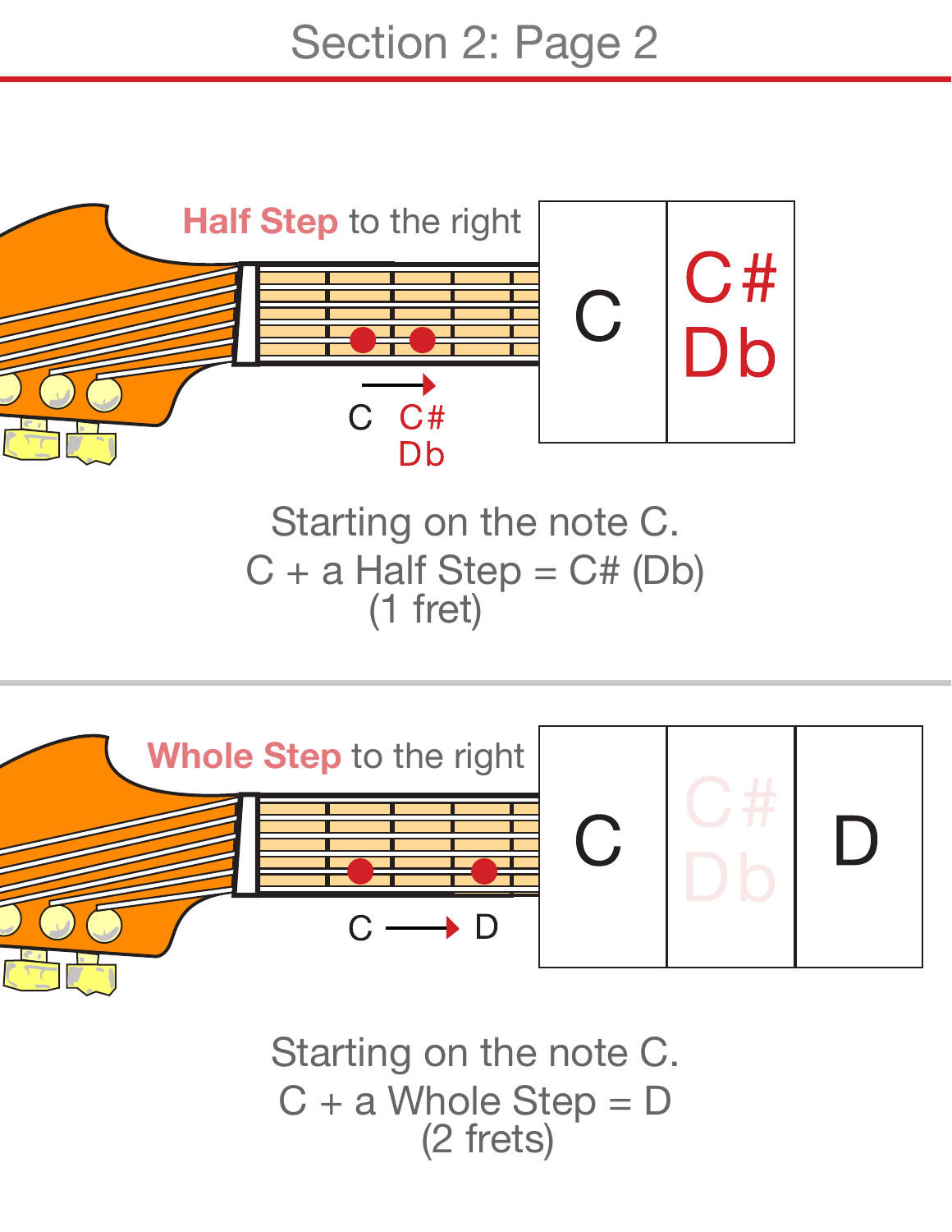# Section 2: Page 2

**Half Step** to the right

| C | C# Db |
|---|---|

C → C# Db

Starting on the note C.
C + a Half Step = C# (Db)
(1 fret)

---

**Whole Step** to the right

| C | C# Db | D |
|---|---|---|

C → D

Starting on the note C.
C + a Whole Step = D
(2 frets)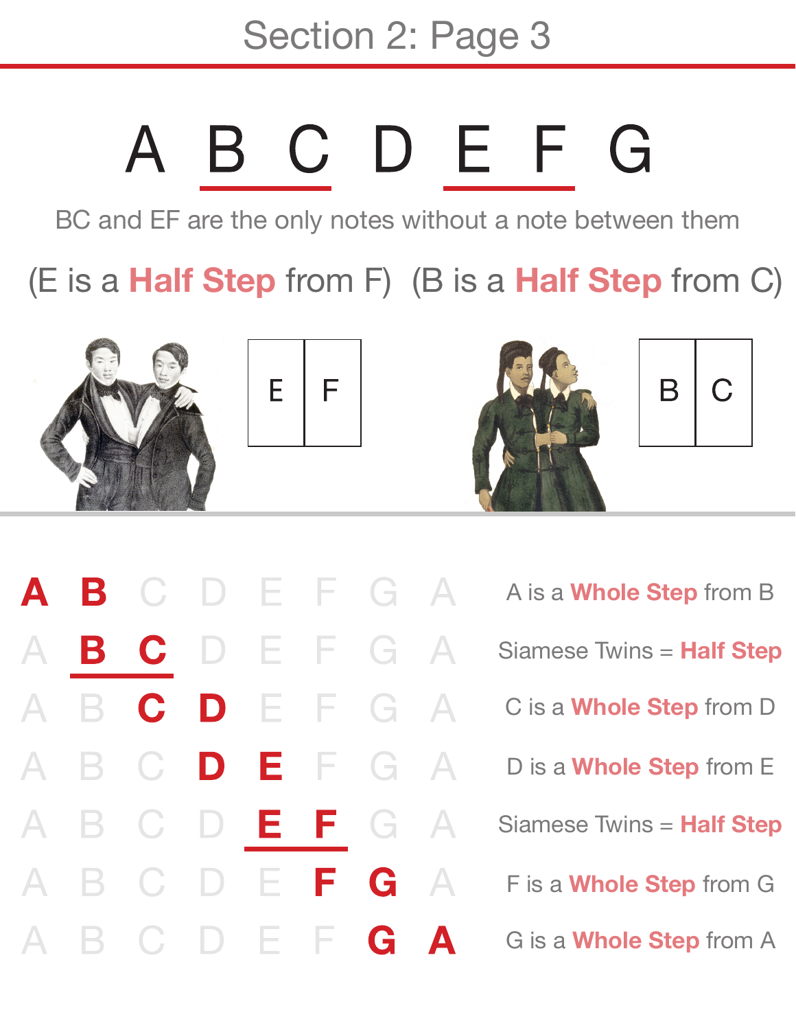# Section 2: Page 3

A **B C** D **E F** G

BC and EF are the only notes without a note between them

(E is a **Half Step** from F) (B is a **Half Step** from C)

| E | F |
|---|---|

| B | C |
|---|---|

| | | | | | | | | |
|---|---|---|---|---|---|---|---|---|
| **A** | **B** | C | D | E | F | G | A | A is a **Whole Step** from B |
| A | **B** | **C** | D | E | F | G | A | Siamese Twins = **Half Step** |
| A | B | **C** | **D** | E | F | G | A | C is a **Whole Step** from D |
| A | B | C | **D** | **E** | F | G | A | D is a **Whole Step** from E |
| A | B | C | D | **E** | **F** | G | A | Siamese Twins = **Half Step** |
| A | B | C | D | E | **F** | **G** | A | F is a **Whole Step** from G |
| A | B | C | D | E | F | **G** | **A** | G is a **Whole Step** from A |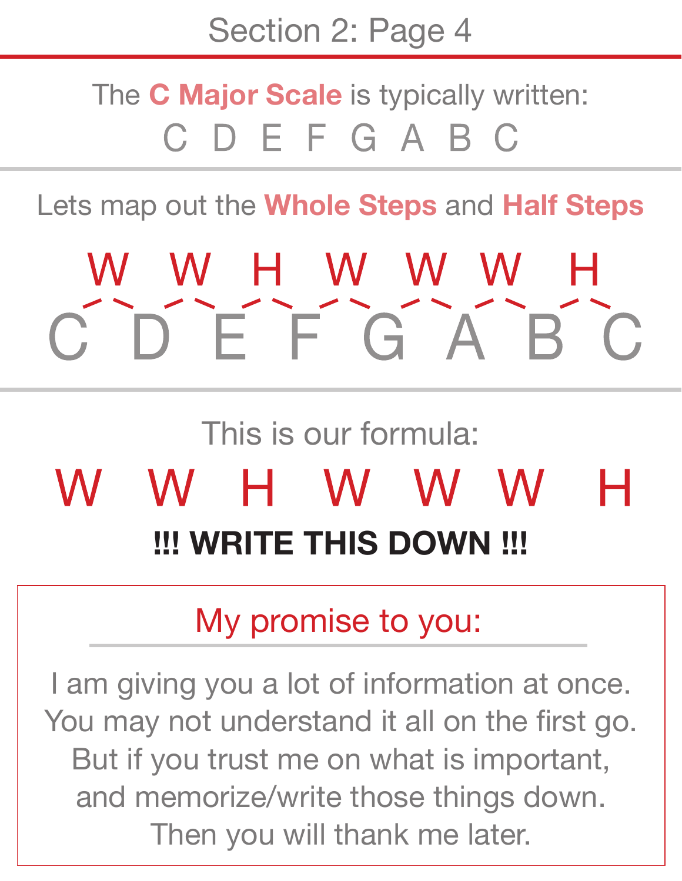## Section 2: Page 4

The **C Major Scale** is typically written:

C D E F G A B C

---

Lets map out the **Whole Steps** and **Half Steps**

```
  W   W   H   W   W   W   H
C   D   E   F   G   A   B   C
```

---

This is our formula:

**W W H W W W H**

**!!! WRITE THIS DOWN !!!**

> **My promise to you:**
>
> I am giving you a lot of information at once.
> You may not understand it all on the first go.
> But if you trust me on what is important,
> and memorize/write those things down.
> Then you will thank me later.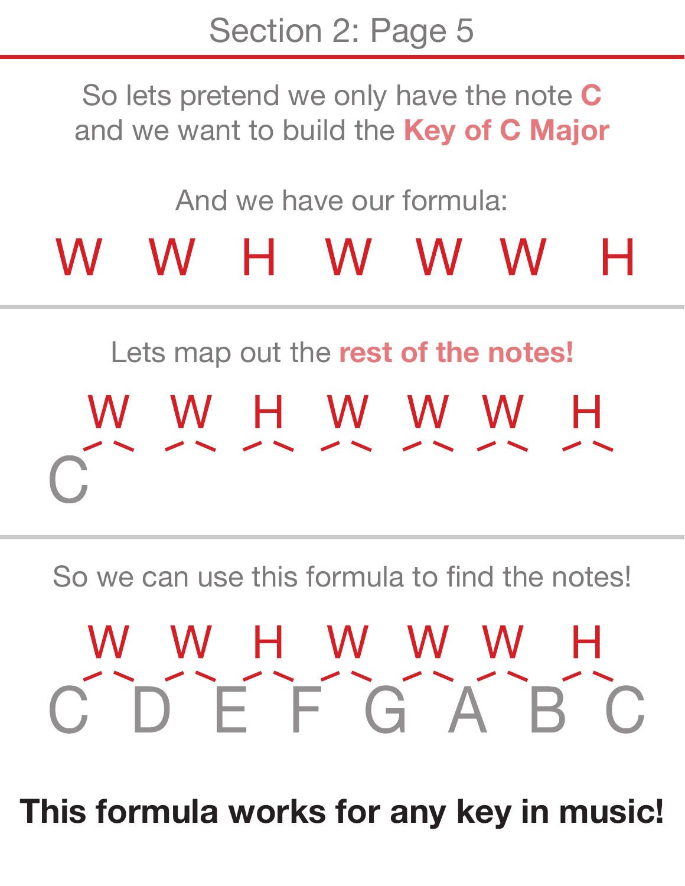Section 2: Page 5

So lets pretend we only have the note **C** and we want to build the **Key of C Major**

And we have our formula:

W W H W W W H

---

Lets map out the **rest of the notes!**

W W H W W W H

C

---

So we can use this formula to find the notes!

W W H W W W H

C D E F G A B C

**This formula works for any key in music!**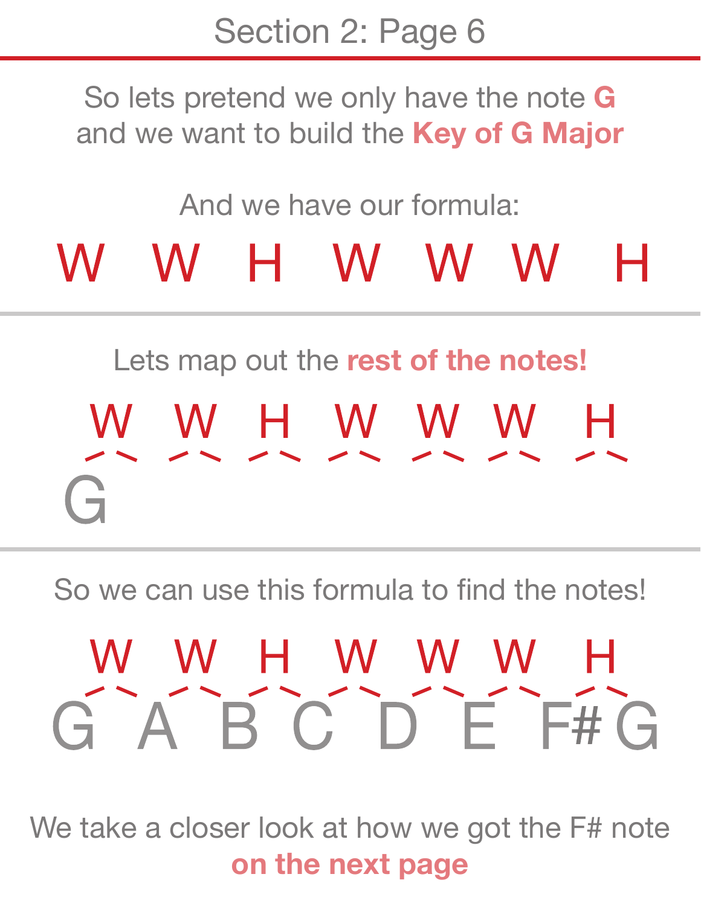# Section 2: Page 6

So lets pretend we only have the note **G** and we want to build the **Key of G Major**

And we have our formula:

**W W H W W W H**

---

Lets map out the **rest of the notes!**

W W H W W W H

G

---

So we can use this formula to find the notes!

W W H W W W H

G A B C D E F# G

We take a closer look at how we got the F# note **on the next page**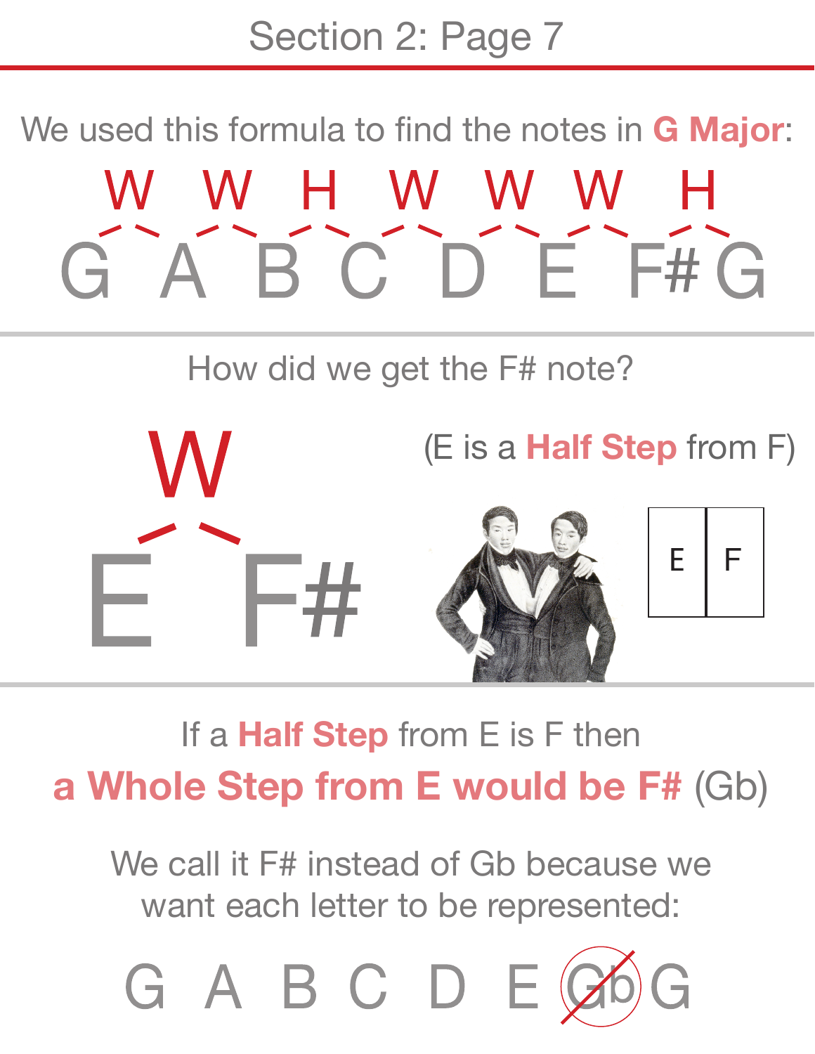## Section 2: Page 7

We used this formula to find the notes in **G Major**:

W W H W W W H

G A B C D E F# G

How did we get the F# note?

W

E F#

(E is a **Half Step** from F)

| E | F |
|---|---|

If a **Half Step** from E is F then

**a Whole Step from E would be F#** (Gb)

We call it F# instead of Gb because we want each letter to be represented:

G A B C D E ~~Gb~~ G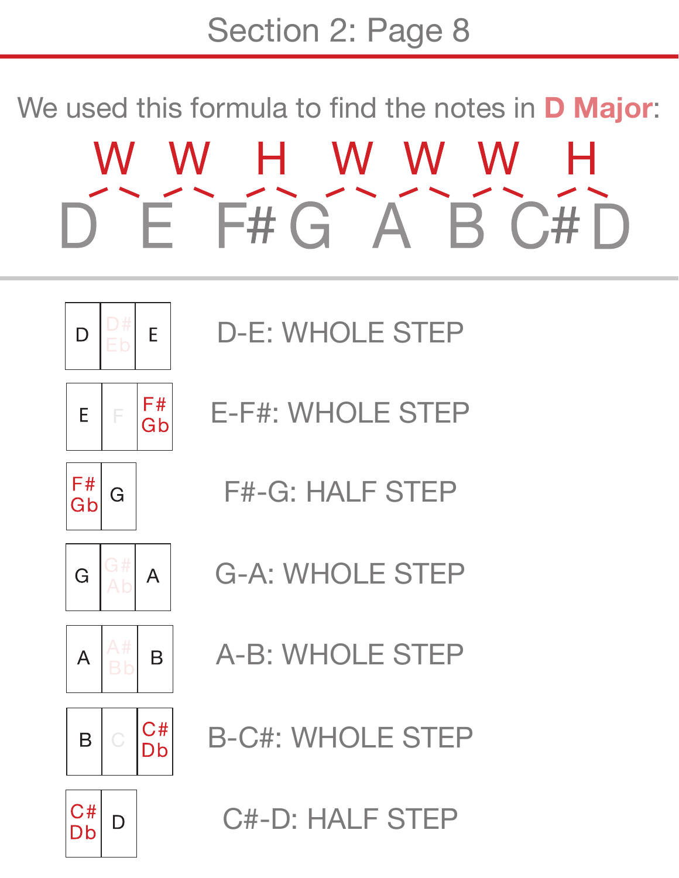# Section 2: Page 8

We used this formula to find the notes in **D Major**:

W W H W W W H

D E F# G A B C# D

D | D# Eb | E — D-E: WHOLE STEP

E | F | F# Gb — E-F#: WHOLE STEP

F# Gb | G — F#-G: HALF STEP

G | G# Ab | A — G-A: WHOLE STEP

A | A# Bb | B — A-B: WHOLE STEP

B | C | C# Db — B-C#: WHOLE STEP

C# Db | D — C#-D: HALF STEP